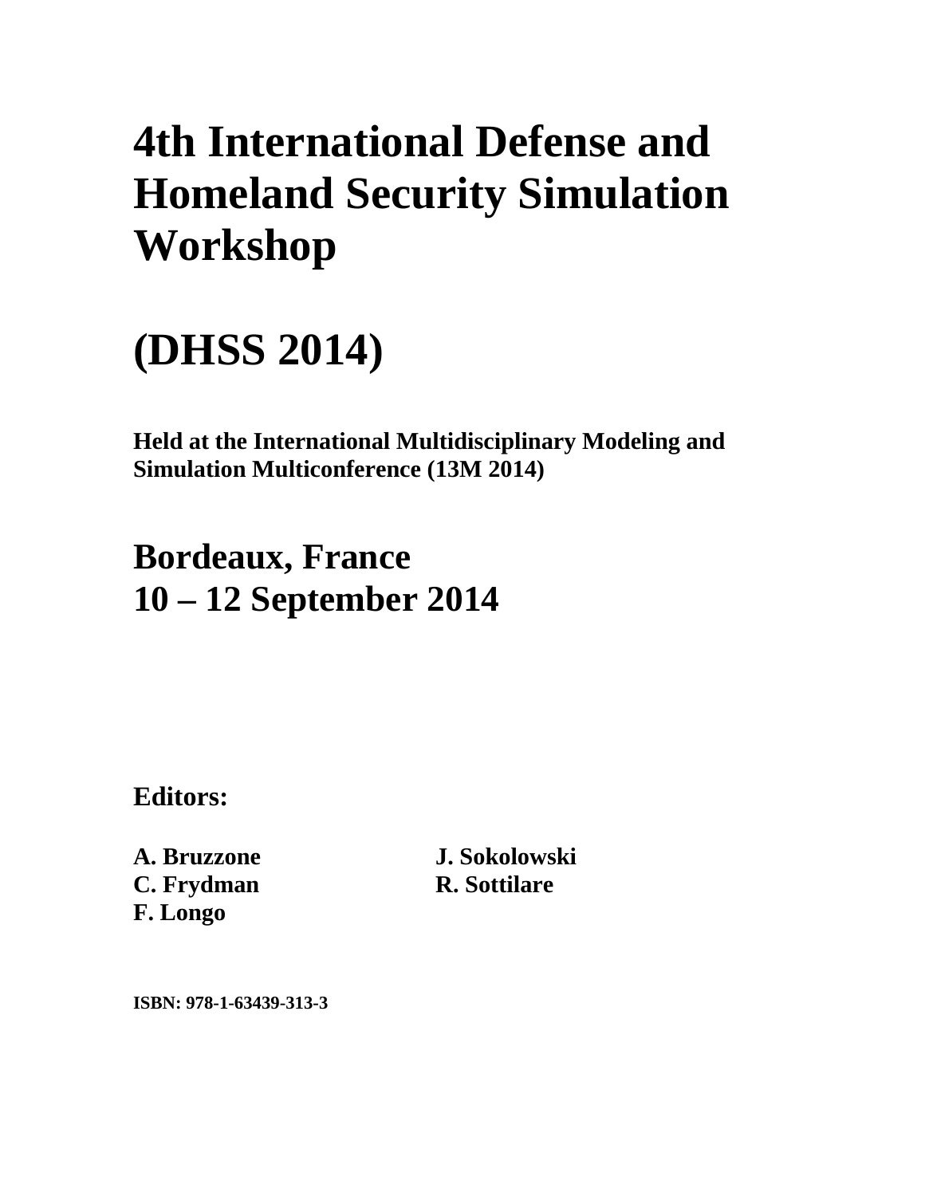# 4th International Defense and Homeland Security Simulation Workshop

# (DHSS 2014)

**Held at the International Multidisciplinary Modeling and Simulation Multiconference (13M 2014)**

## Bordeaux, France
## 10 – 12 September 2014

### Editors:

**A. Bruzzone**
**C. Frydman**
**F. Longo**
**J. Sokolowski**
**R. Sottilare**

**ISBN: 978-1-63439-313-3**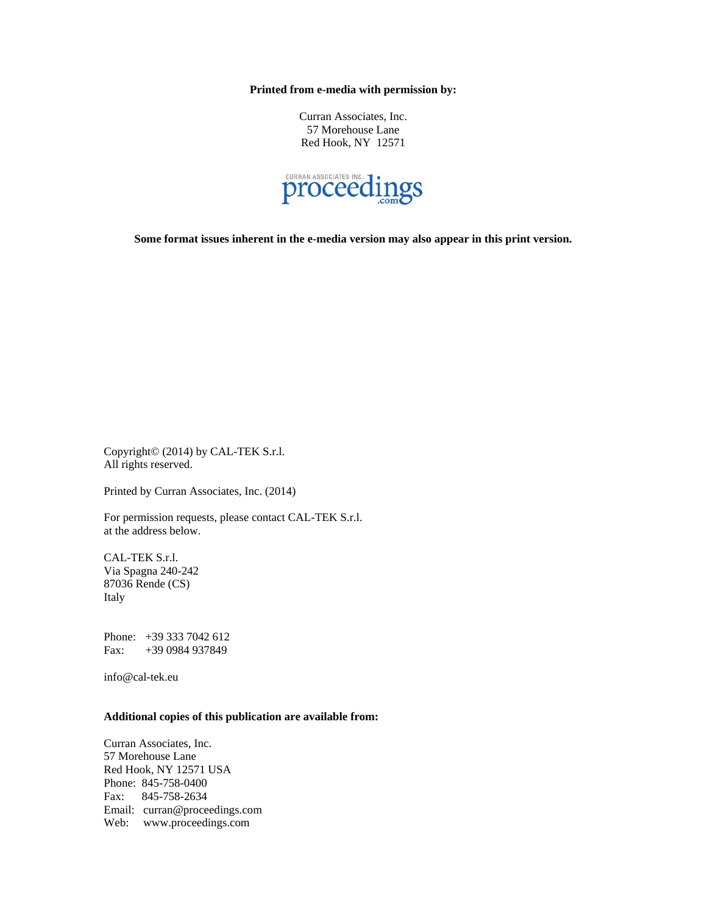**Printed from e-media with permission by:**

Curran Associates, Inc.
57 Morehouse Lane
Red Hook, NY 12571

CURRAN ASSOCIATES INC. proceedings .com

**Some format issues inherent in the e-media version may also appear in this print version.**

Copyright© (2014) by CAL-TEK S.r.l.
All rights reserved.

Printed by Curran Associates, Inc. (2014)

For permission requests, please contact CAL-TEK S.r.l.
at the address below.

CAL-TEK S.r.l.
Via Spagna 240-242
87036 Rende (CS)
Italy

Phone: +39 333 7042 612
Fax: +39 0984 937849

info@cal-tek.eu

**Additional copies of this publication are available from:**

Curran Associates, Inc.
57 Morehouse Lane
Red Hook, NY 12571 USA
Phone: 845-758-0400
Fax: 845-758-2634
Email: curran@proceedings.com
Web: www.proceedings.com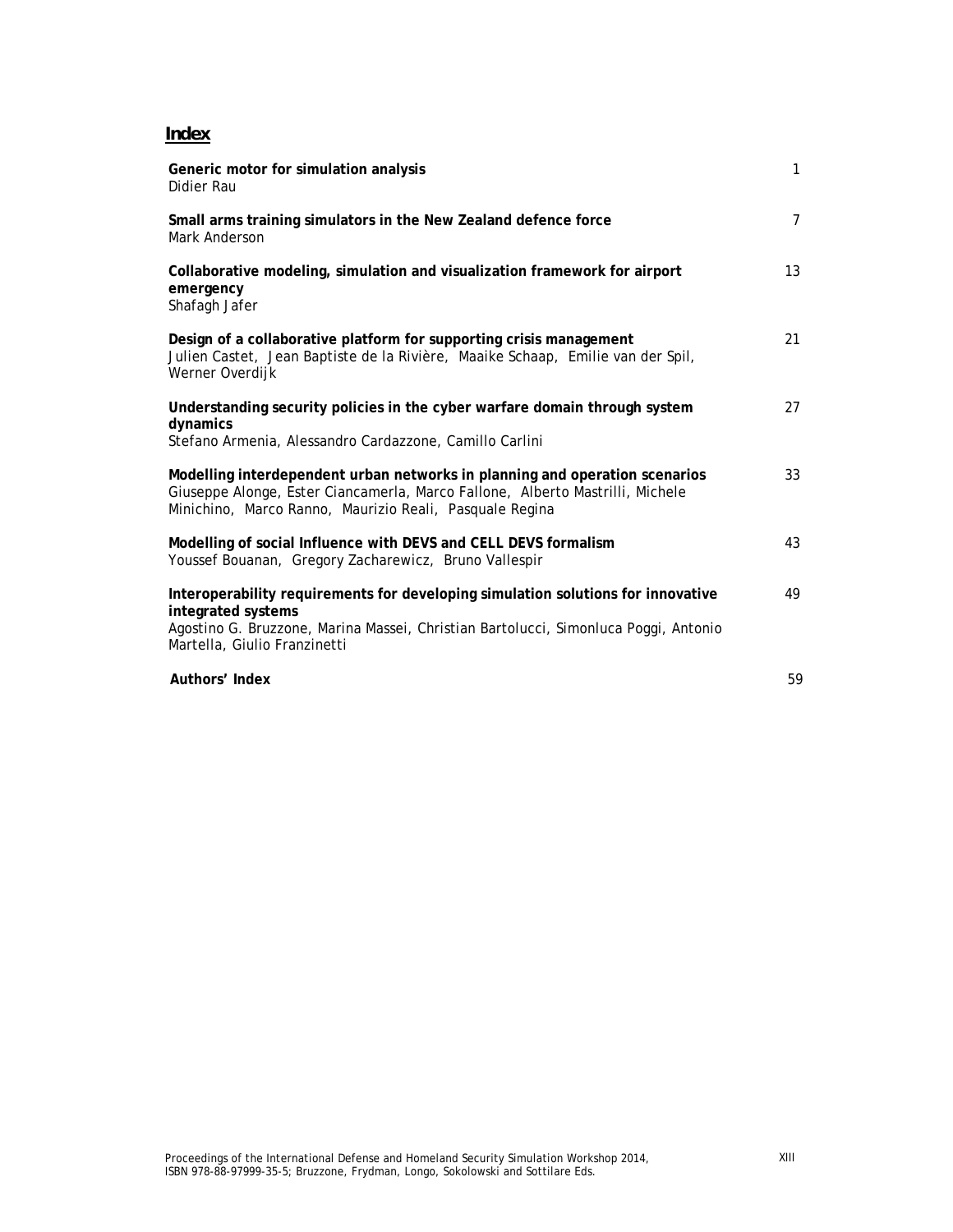## Index

| | |
|---|---|
| **Generic motor for simulation analysis**<br>Didier Rau | 1 |
| **Small arms training simulators in the New Zealand defence force**<br>Mark Anderson | 7 |
| **Collaborative modeling, simulation and visualization framework for airport emergency**<br>Shafagh Jafer | 13 |
| **Design of a collaborative platform for supporting crisis management**<br>Julien Castet, Jean Baptiste de la Rivière, Maaike Schaap, Emilie van der Spil, Werner Overdijk | 21 |
| **Understanding security policies in the cyber warfare domain through system dynamics**<br>Stefano Armenia, Alessandro Cardazzone, Camillo Carlini | 27 |
| **Modelling interdependent urban networks in planning and operation scenarios**<br>Giuseppe Alonge, Ester Ciancamerla, Marco Fallone, Alberto Mastrilli, Michele Minichino, Marco Ranno, Maurizio Reali, Pasquale Regina | 33 |
| **Modelling of social Influence with DEVS and CELL DEVS formalism**<br>Youssef Bouanan, Gregory Zacharewicz, Bruno Vallespir | 43 |
| **Interoperability requirements for developing simulation solutions for innovative integrated systems**<br>Agostino G. Bruzzone, Marina Massei, Christian Bartolucci, Simonluca Poggi, Antonio Martella, Giulio Franzinetti | 49 |
| **Authors' Index** | 59 |